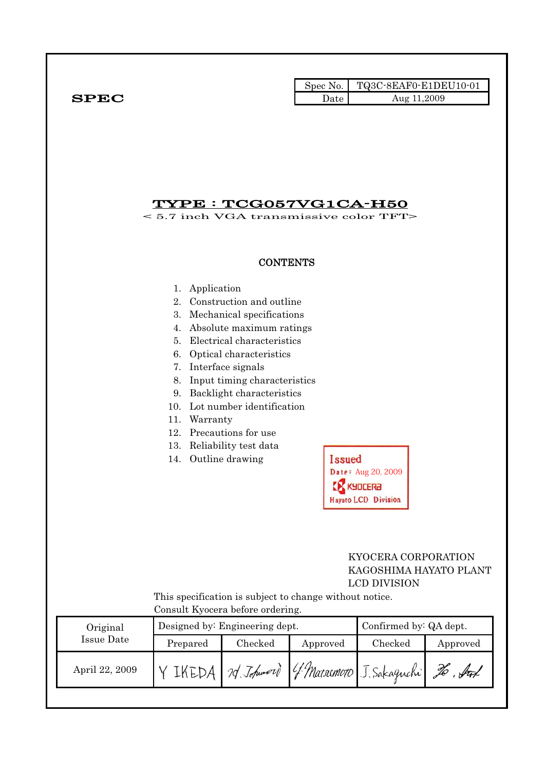**SPEC**

| Spec No. | TQ3C-8EAF0-E1DEU10-01 |
| --- | --- |
| Date | Aug 11,2009 |

# TYPE : TCG057VG1CA-H50

< 5.7 inch VGA transmissive color TFT>

## CONTENTS

1. Application
2. Construction and outline
3. Mechanical specifications
4. Absolute maximum ratings
5. Electrical characteristics
6. Optical characteristics
7. Interface signals
8. Input timing characteristics
9. Backlight characteristics
10. Lot number identification
11. Warranty
12. Precautions for use
13. Reliability test data
14. Outline drawing

Issued
Date: Aug 20, 2009
KYOCERA
Hayato LCD Division

KYOCERA CORPORATION
KAGOSHIMA HAYATO PLANT
LCD DIVISION

This specification is subject to change without notice.
Consult Kyocera before ordering.

| Original Issue Date | Designed by: Engineering dept. | | | Confirmed by: QA dept. | |
| --- | --- | --- | --- | --- | --- |
| | Prepared | Checked | Approved | Checked | Approved |
| April 22, 2009 | Y IKEDA | M. Tokumori | Y. Matsumoto | J. Sakaguchi | H. Ito |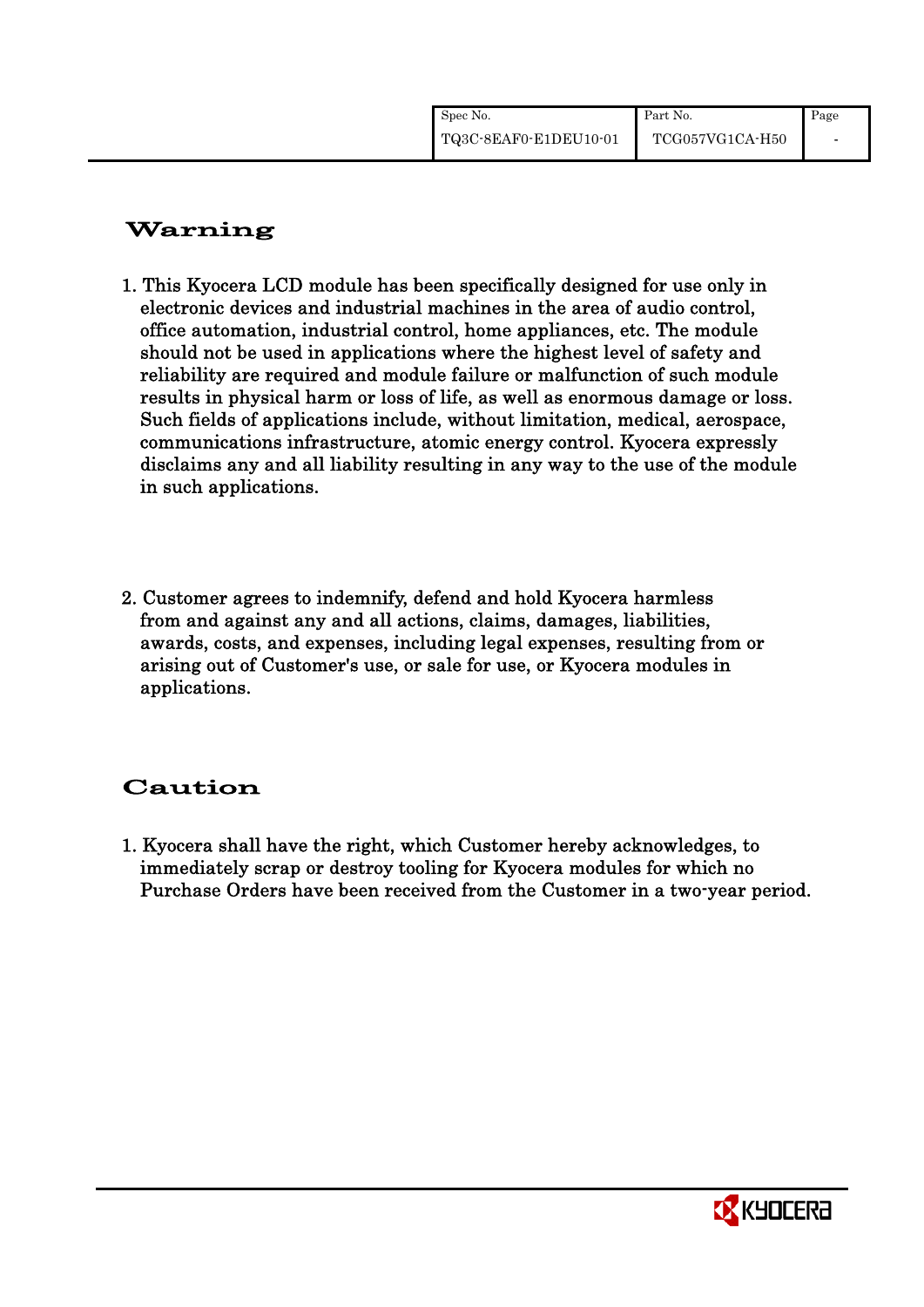## Warning

1. This Kyocera LCD module has been specifically designed for use only in electronic devices and industrial machines in the area of audio control, office automation, industrial control, home appliances, etc. The module should not be used in applications where the highest level of safety and reliability are required and module failure or malfunction of such module results in physical harm or loss of life, as well as enormous damage or loss. Such fields of applications include, without limitation, medical, aerospace, communications infrastructure, atomic energy control. Kyocera expressly disclaims any and all liability resulting in any way to the use of the module in such applications.

2. Customer agrees to indemnify, defend and hold Kyocera harmless from and against any and all actions, claims, damages, liabilities, awards, costs, and expenses, including legal expenses, resulting from or arising out of Customer's use, or sale for use, or Kyocera modules in applications.

## Caution

1. Kyocera shall have the right, which Customer hereby acknowledges, to immediately scrap or destroy tooling for Kyocera modules for which no Purchase Orders have been received from the Customer in a two-year period.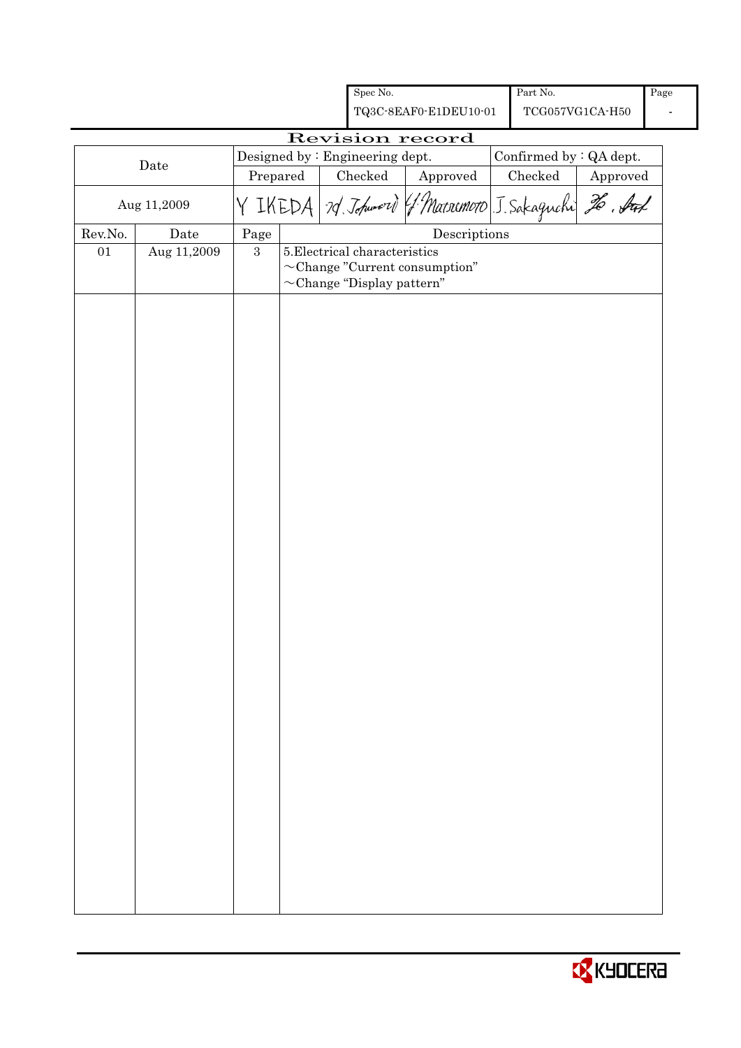| Spec No. | Part No. | Page |
|---|---|---|
| TQ3C-8EAF0-E1DEU10-01 | TCG057VG1CA-H50 | - |

# Revision record

| Date | Designed by : Engineering dept. | | | Confirmed by : QA dept. | |
|---|---|---|---|---|---|
| | Prepared | Checked | Approved | Checked | Approved |
| Aug 11,2009 | Y IKEDA | M. Tokumori | Y. Matsumoto | J. Sakaguchi | Ho. Sat |

| Rev.No. | Date | Page | Descriptions |
|---|---|---|---|
| 01 | Aug 11,2009 | 3 | 5.Electrical characteristics<br>～Change "Current consumption"<br>～Change "Display pattern" |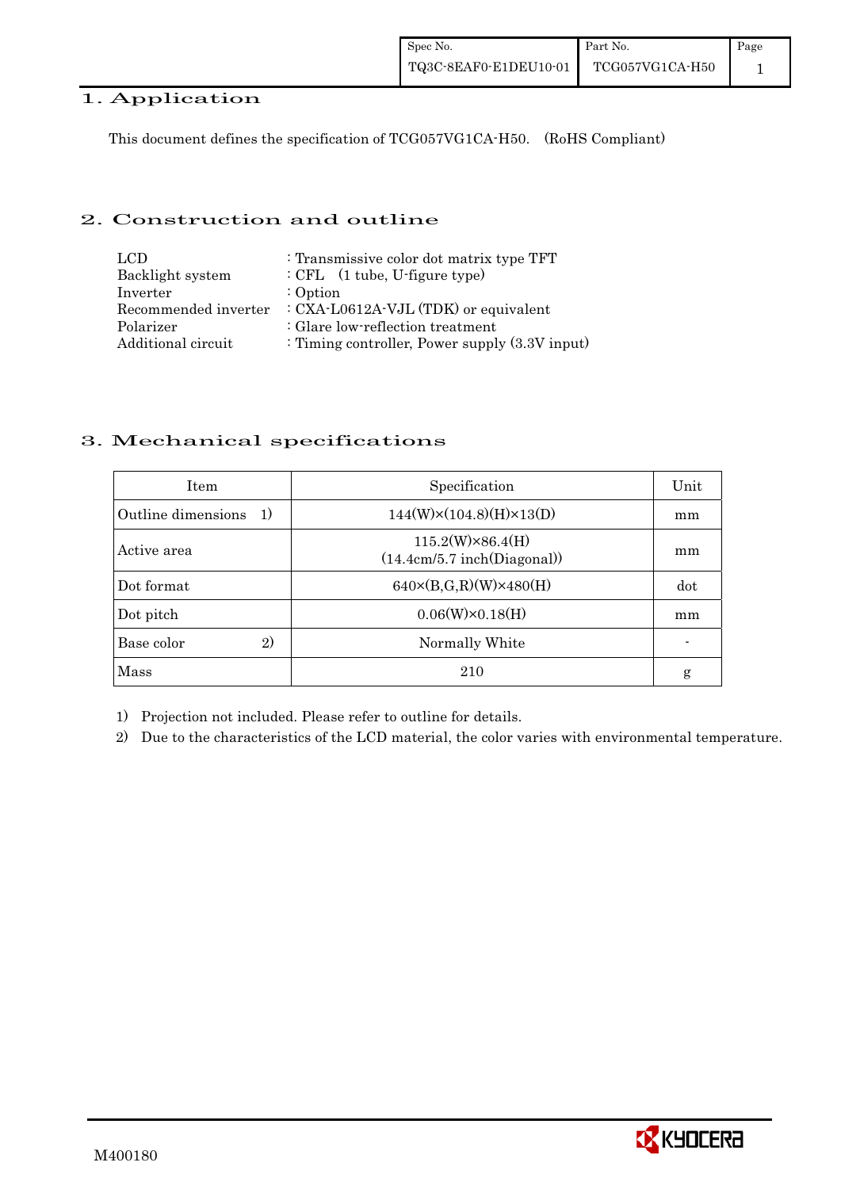## 1. Application

This document defines the specification of TCG057VG1CA-H50.　(RoHS Compliant)

## 2. Construction and outline

| | |
|---|---|
| LCD | : Transmissive color dot matrix type TFT |
| Backlight system | : CFL　(1 tube, U-figure type) |
| Inverter | : Option |
| Recommended inverter | : CXA-L0612A-VJL (TDK) or equivalent |
| Polarizer | : Glare low-reflection treatment |
| Additional circuit | : Timing controller, Power supply (3.3V input) |

## 3. Mechanical specifications

| Item | Specification | Unit |
|---|---|---|
| Outline dimensions　1) | 144(W)×(104.8)(H)×13(D) | mm |
| Active area | 115.2(W)×86.4(H)<br>(14.4cm/5.7 inch(Diagonal)) | mm |
| Dot format | 640×(B,G,R)(W)×480(H) | dot |
| Dot pitch | 0.06(W)×0.18(H) | mm |
| Base color　2) | Normally White | - |
| Mass | 210 | g |

1) Projection not included. Please refer to outline for details.

2) Due to the characteristics of the LCD material, the color varies with environmental temperature.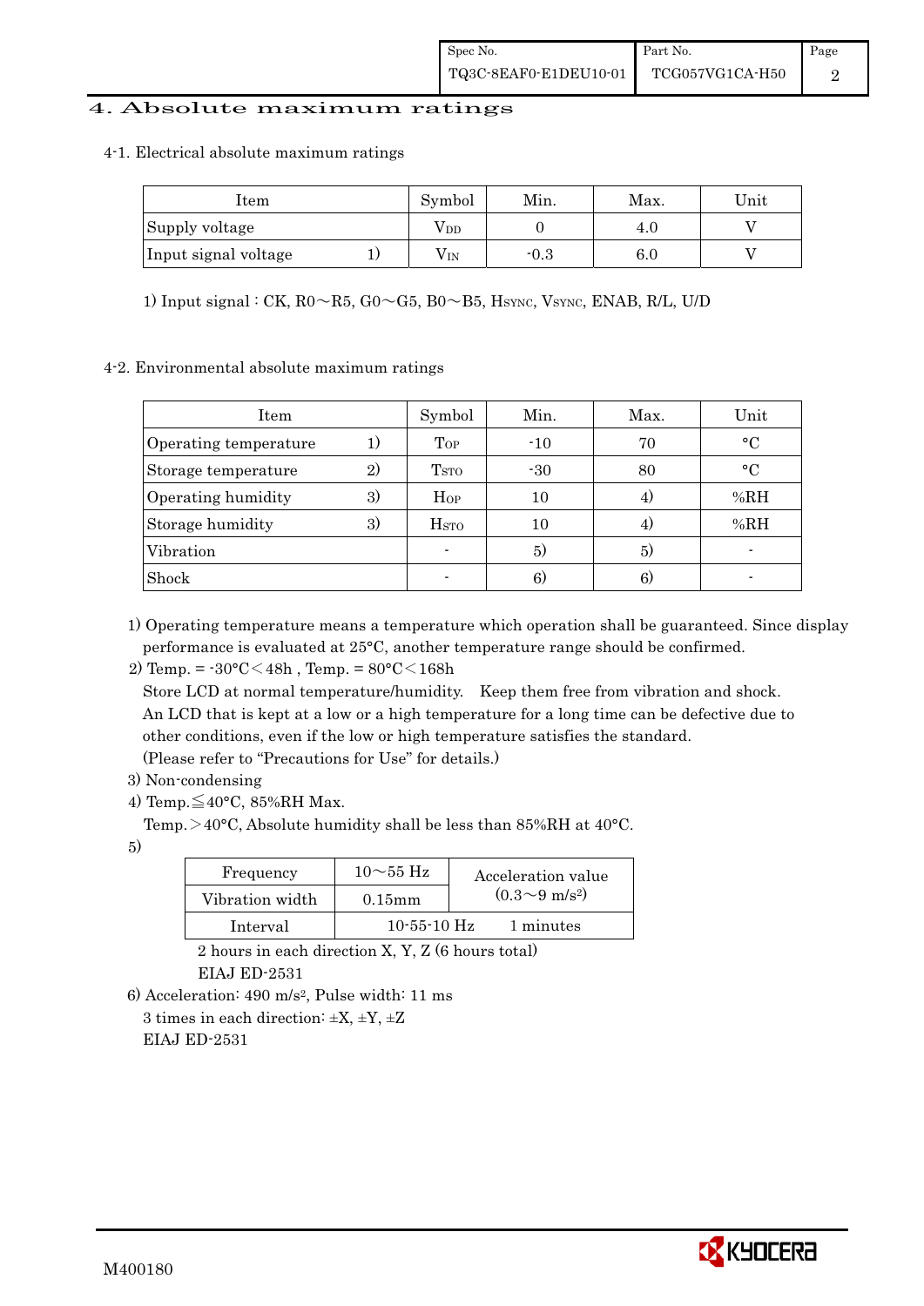# 4. Absolute maximum ratings

## 4-1. Electrical absolute maximum ratings

| Item | | Symbol | Min. | Max. | Unit |
|---|---|---|---|---|---|
| Supply voltage | | $V_{DD}$ | 0 | 4.0 | V |
| Input signal voltage | 1) | $V_{IN}$ | -0.3 | 6.0 | V |

1) Input signal : CK, R0～R5, G0～G5, B0～B5, $H_{SYNC}$, $V_{SYNC}$, ENAB, R/L, U/D

## 4-2. Environmental absolute maximum ratings

| Item | | Symbol | Min. | Max. | Unit |
|---|---|---|---|---|---|
| Operating temperature | 1) | $T_{OP}$ | -10 | 70 | °C |
| Storage temperature | 2) | $T_{STO}$ | -30 | 80 | °C |
| Operating humidity | 3) | $H_{OP}$ | 10 | 4) | %RH |
| Storage humidity | 3) | $H_{STO}$ | 10 | 4) | %RH |
| Vibration | | - | 5) | 5) | - |
| Shock | | - | 6) | 6) | - |

1) Operating temperature means a temperature which operation shall be guaranteed. Since display performance is evaluated at 25°C, another temperature range should be confirmed.

2) Temp. = -30°C＜48h , Temp. = 80°C＜168h
Store LCD at normal temperature/humidity. Keep them free from vibration and shock.
An LCD that is kept at a low or a high temperature for a long time can be defective due to other conditions, even if the low or high temperature satisfies the standard.
(Please refer to "Precautions for Use" for details.)

3) Non-condensing

4) Temp.≦40°C, 85%RH Max.
Temp.＞40°C, Absolute humidity shall be less than 85%RH at 40°C.

5)

| Frequency | 10～55 Hz | Acceleration value ($0.3$～$9\ m/s^2$) |
|---|---|---|
| Vibration width | 0.15mm | |
| Interval | 10-55-10 Hz | 1 minutes |

2 hours in each direction X, Y, Z (6 hours total)
EIAJ ED-2531

6) Acceleration: $490\ m/s^2$, Pulse width: 11 ms
3 times in each direction: ±X, ±Y, ±Z
EIAJ ED-2531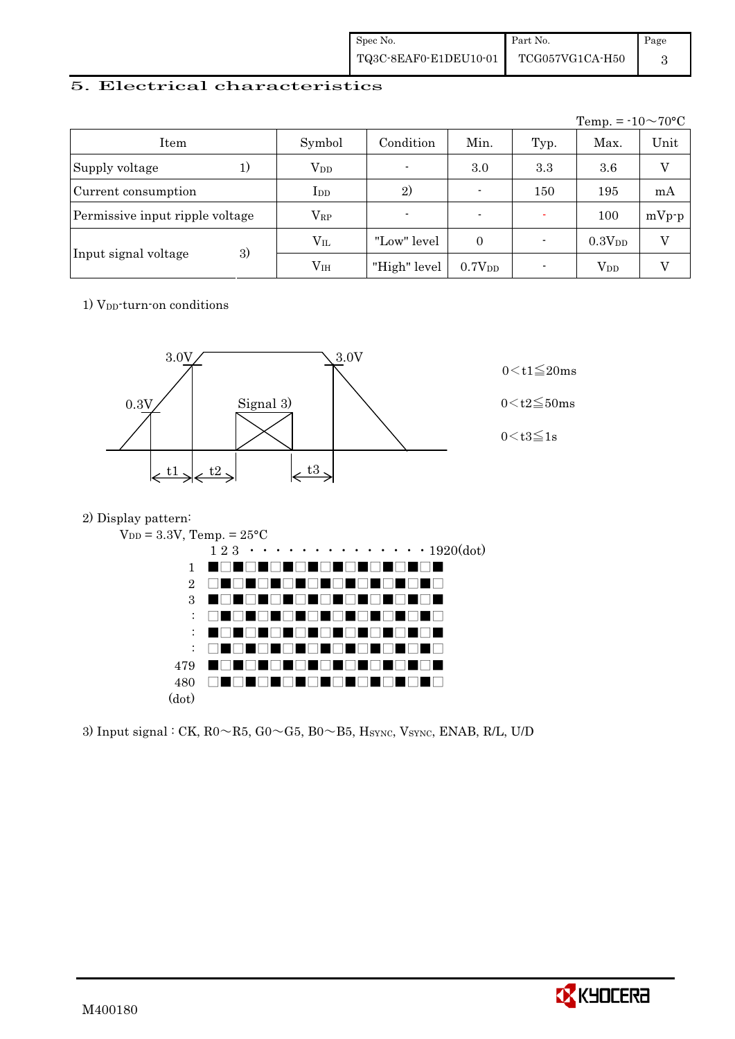## 5. Electrical characteristics

Temp. = -10～70°C

| Item | | Symbol | Condition | Min. | Typ. | Max. | Unit |
|---|---|---|---|---|---|---|---|
| Supply voltage | 1) | $V_{DD}$ | - | 3.0 | 3.3 | 3.6 | V |
| Current consumption | | $I_{DD}$ | 2) | - | 150 | 195 | mA |
| Permissive input ripple voltage | | $V_{RP}$ | - | - | - | 100 | mVp-p |
| Input signal voltage | 3) | $V_{IL}$ | "Low" level | 0 | - | $0.3V_{DD}$ | V |
| | | $V_{IH}$ | "High" level | $0.7V_{DD}$ | - | $V_{DD}$ | V |

1) $V_{DD}$-turn-on conditions

3.0V　3.0V　0.3V　Signal 3)　t1　t2　t3

$0 < t1 \leqq 20ms$

$0 < t2 \leqq 50ms$

$0 < t3 \leqq 1s$

2) Display pattern:

$V_{DD}$ = 3.3V, Temp. = 25°C

1 2 3 · · · · · · · · · · · · · · 1920(dot)

| | |
|---|---|
| 1 | ■□■□■□■□■□■□■□■□■□ |
| 2 | □■□■□■□■□■□■□■□■□■ |
| 3 | ■□■□■□■□■□■□■□■□■□ |
| : | □■□■□■□■□■□■□■□■□■ |
| : | ■□■□■□■□■□■□■□■□■□ |
| : | □■□■□■□■□■□■□■□■□■ |
| 479 | ■□■□■□■□■□■□■□■□■□ |
| 480 | □■□■□■□■□■□■□■□■□■ |
| (dot) | |

3) Input signal : CK, R0～R5, G0～G5, B0～B5, $H_{SYNC}$, $V_{SYNC}$, ENAB, R/L, U/D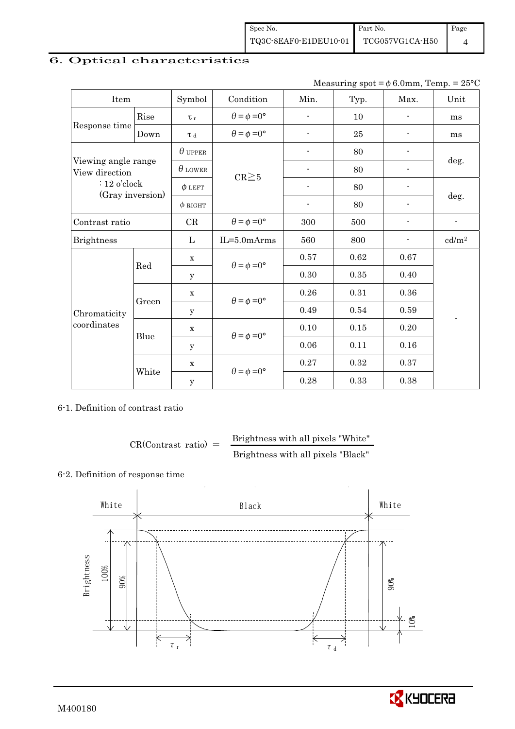## 6. Optical characteristics

Measuring spot = $\phi$ 6.0mm, Temp. = 25°C

| Item | | Symbol | Condition | Min. | Typ. | Max. | Unit |
|---|---|---|---|---|---|---|---|
| Response time | Rise | $\tau_r$ | $\theta = \phi = 0°$ | - | 10 | - | ms |
| | Down | $\tau_d$ | $\theta = \phi = 0°$ | - | 25 | - | ms |
| Viewing angle range View direction : 12 o'clock (Gray inversion) | | $\theta$ UPPER | CR≧5 | - | 80 | - | deg. |
| | | $\theta$ LOWER | | - | 80 | - | |
| | | $\phi$ LEFT | | - | 80 | - | deg. |
| | | $\phi$ RIGHT | | - | 80 | - | |
| Contrast ratio | | CR | $\theta = \phi = 0°$ | 300 | 500 | - | - |
| Brightness | | L | IL=5.0mArms | 560 | 800 | - | cd/m$^2$ |
| Chromaticity coordinates | Red | x | $\theta = \phi = 0°$ | 0.57 | 0.62 | 0.67 | - |
| | | y | | 0.30 | 0.35 | 0.40 | |
| | Green | x | $\theta = \phi = 0°$ | 0.26 | 0.31 | 0.36 | |
| | | y | | 0.49 | 0.54 | 0.59 | |
| | Blue | x | $\theta = \phi = 0°$ | 0.10 | 0.15 | 0.20 | |
| | | y | | 0.06 | 0.11 | 0.16 | |
| | White | x | $\theta = \phi = 0°$ | 0.27 | 0.32 | 0.37 | |
| | | y | | 0.28 | 0.33 | 0.38 | |

6-1. Definition of contrast ratio

$$\text{CR(Contrast ratio)} = \frac{\text{Brightness with all pixels "White"}}{\text{Brightness with all pixels "Black"}}$$

6-2. Definition of response time

White — Black — White

Brightness: 100%, 90%, 10%; $\tau_r$, $\tau_d$

M400180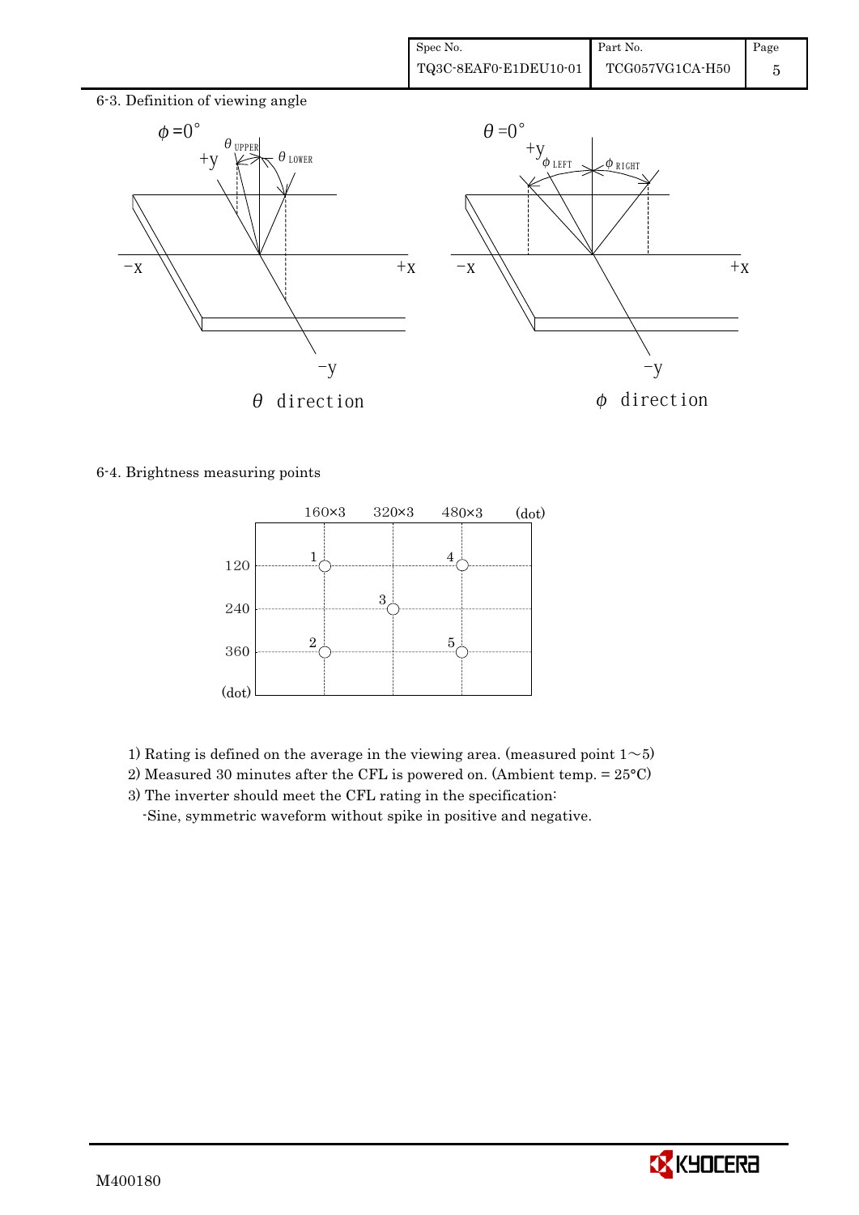6-3. Definition of viewing angle

$\phi = 0°$

$\theta_{UPPER}$ $\theta_{LOWER}$

+y, −x, +x, −y

$\theta$ direction

$\theta = 0°$

$\phi_{LEFT}$ $\phi_{RIGHT}$

+y, −x, +x, −y

$\phi$ direction

6-4. Brightness measuring points

| (dot) | 160×3 | 320×3 | 480×3 |
|---|---|---|---|
| 120 | 1 | | 4 |
| 240 | | 3 | |
| 360 | 2 | | 5 |

1) Rating is defined on the average in the viewing area. (measured point 1～5)

2) Measured 30 minutes after the CFL is powered on. (Ambient temp. = 25°C)

3) The inverter should meet the CFL rating in the specification:

-Sine, symmetric waveform without spike in positive and negative.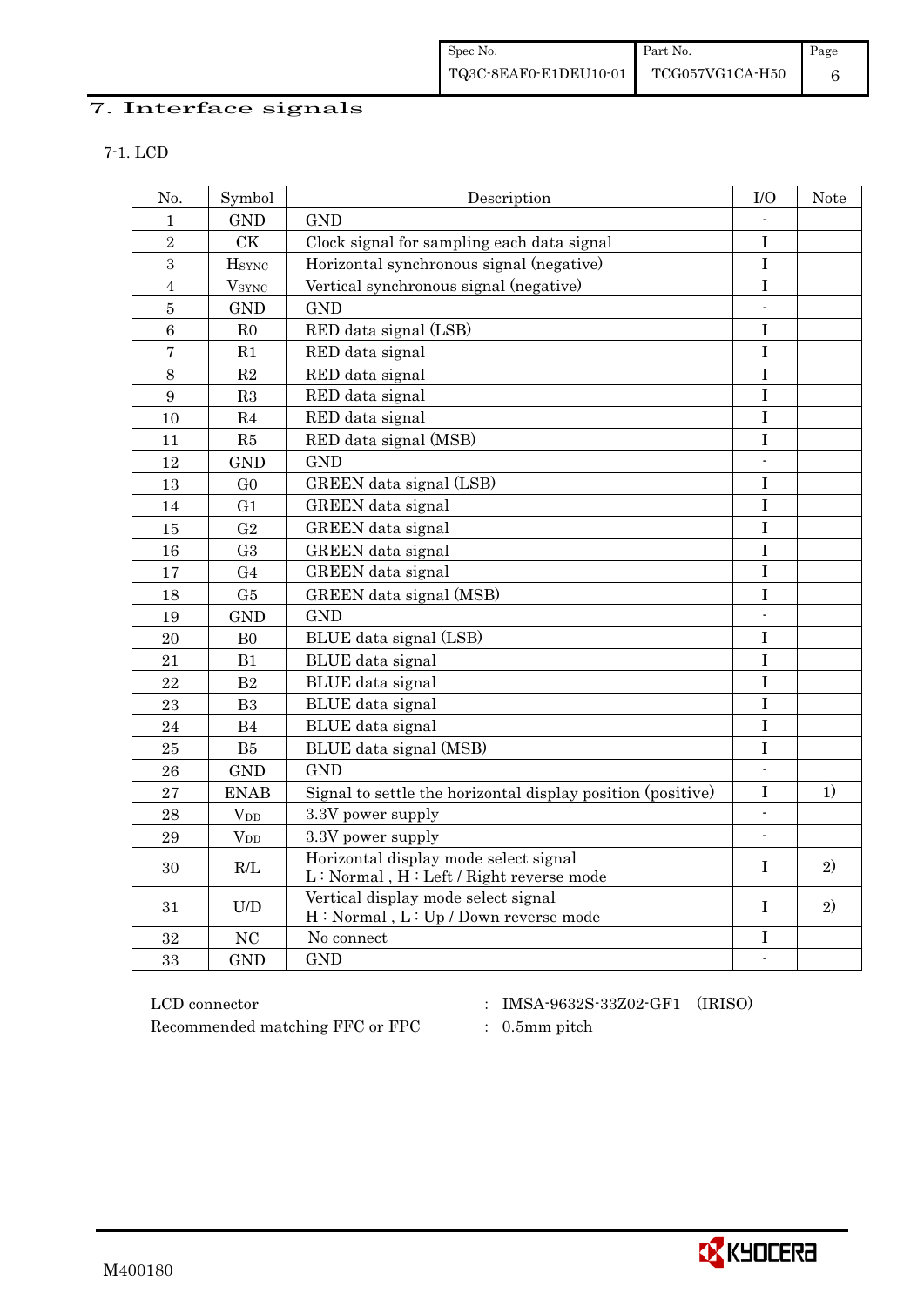# 7. Interface signals

7-1. LCD

| No. | Symbol | Description | I/O | Note |
|---|---|---|---|---|
| 1 | GND | GND | - | |
| 2 | CK | Clock signal for sampling each data signal | I | |
| 3 | $H_{SYNC}$ | Horizontal synchronous signal (negative) | I | |
| 4 | $V_{SYNC}$ | Vertical synchronous signal (negative) | I | |
| 5 | GND | GND | - | |
| 6 | R0 | RED data signal (LSB) | I | |
| 7 | R1 | RED data signal | I | |
| 8 | R2 | RED data signal | I | |
| 9 | R3 | RED data signal | I | |
| 10 | R4 | RED data signal | I | |
| 11 | R5 | RED data signal (MSB) | I | |
| 12 | GND | GND | - | |
| 13 | G0 | GREEN data signal (LSB) | I | |
| 14 | G1 | GREEN data signal | I | |
| 15 | G2 | GREEN data signal | I | |
| 16 | G3 | GREEN data signal | I | |
| 17 | G4 | GREEN data signal | I | |
| 18 | G5 | GREEN data signal (MSB) | I | |
| 19 | GND | GND | - | |
| 20 | B0 | BLUE data signal (LSB) | I | |
| 21 | B1 | BLUE data signal | I | |
| 22 | B2 | BLUE data signal | I | |
| 23 | B3 | BLUE data signal | I | |
| 24 | B4 | BLUE data signal | I | |
| 25 | B5 | BLUE data signal (MSB) | I | |
| 26 | GND | GND | - | |
| 27 | ENAB | Signal to settle the horizontal display position (positive) | I | 1) |
| 28 | $V_{DD}$ | 3.3V power supply | - | |
| 29 | $V_{DD}$ | 3.3V power supply | - | |
| 30 | R/L | Horizontal display mode select signal<br>L : Normal , H : Left / Right reverse mode | I | 2) |
| 31 | U/D | Vertical display mode select signal<br>H : Normal , L : Up / Down reverse mode | I | 2) |
| 32 | NC | No connect | I | |
| 33 | GND | GND | - | |

LCD connector : IMSA-9632S-33Z02-GF1 (IRISO)

Recommended matching FFC or FPC : 0.5mm pitch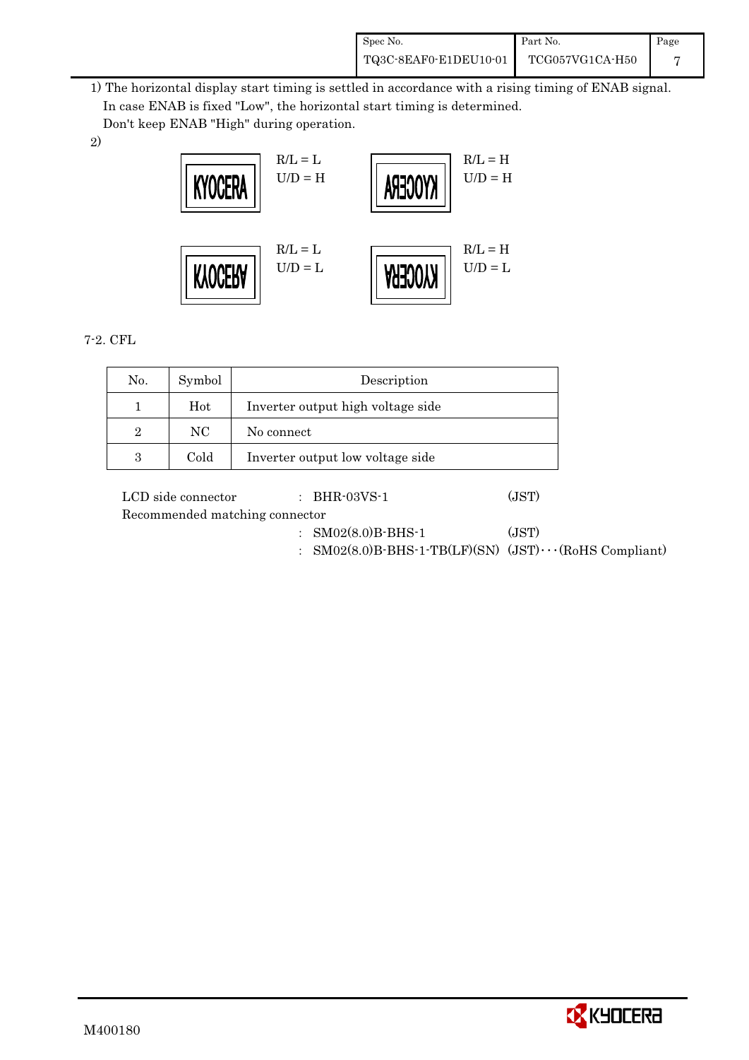1) The horizontal display start timing is settled in accordance with a rising timing of ENAB signal.
In case ENAB is fixed "Low", the horizontal start timing is determined.
Don't keep ENAB "High" during operation.

2)

KYOCERA R/L = L U/D = H

KYOCERA R/L = H U/D = H

KYOCERA R/L = L U/D = L

KYOCERA R/L = H U/D = L

7-2. CFL

| No. | Symbol | Description |
|---|---|---|
| 1 | Hot | Inverter output high voltage side |
| 2 | NC | No connect |
| 3 | Cold | Inverter output low voltage side |

LCD side connector : BHR-03VS-1 (JST)

Recommended matching connector

: SM02(8.0)B-BHS-1 (JST)

: SM02(8.0)B-BHS-1-TB(LF)(SN) (JST)・・・(RoHS Compliant)

M400180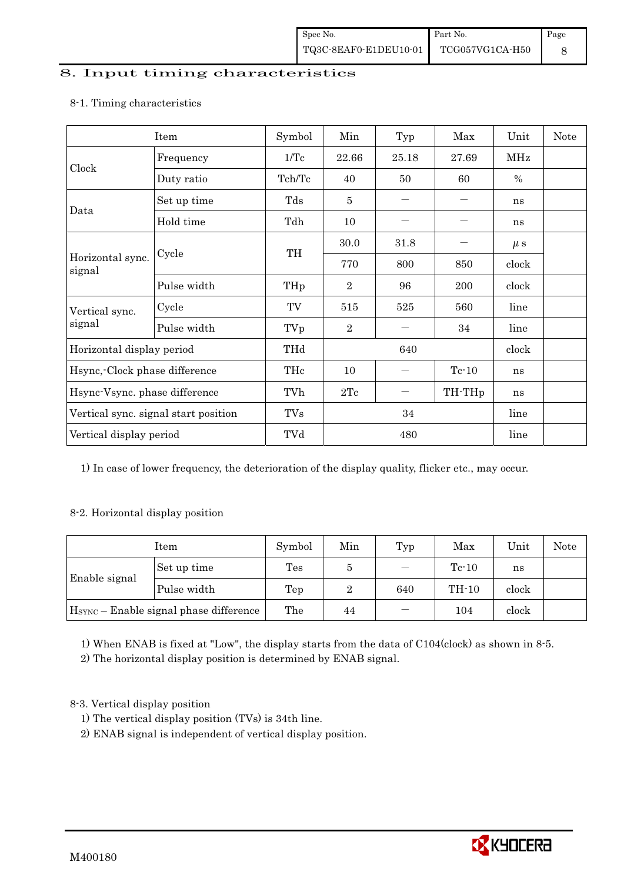## 8. Input timing characteristics

8-1. Timing characteristics

| Item | | Symbol | Min | Typ | Max | Unit | Note |
|---|---|---|---|---|---|---|---|
| Clock | Frequency | 1/Tc | 22.66 | 25.18 | 27.69 | MHz | |
| | Duty ratio | Tch/Tc | 40 | 50 | 60 | % | |
| Data | Set up time | Tds | 5 | — | — | ns | |
| | Hold time | Tdh | 10 | — | — | ns | |
| Horizontal sync. signal | Cycle | TH | 30.0 | 31.8 | — | μs | |
| | | | 770 | 800 | 850 | clock | |
| | Pulse width | THp | 2 | 96 | 200 | clock | |
| Vertical sync. signal | Cycle | TV | 515 | 525 | 560 | line | |
| | Pulse width | TVp | 2 | — | 34 | line | |
| Horizontal display period | | THd | | 640 | | clock | |
| Hsync,-Clock phase difference | | THc | 10 | — | Tc-10 | ns | |
| Hsync-Vsync. phase difference | | TVh | 2Tc | — | TH-THp | ns | |
| Vertical sync. signal start position | | TVs | | 34 | | line | |
| Vertical display period | | TVd | | 480 | | line | |

1) In case of lower frequency, the deterioration of the display quality, flicker etc., may occur.

8-2. Horizontal display position

| Item | | Symbol | Min | Typ | Max | Unit | Note |
|---|---|---|---|---|---|---|---|
| Enable signal | Set up time | Tes | 5 | — | Tc-10 | ns | |
| | Pulse width | Tep | 2 | 640 | TH-10 | clock | |
| $H_{SYNC}$ – Enable signal phase difference | | The | 44 | — | 104 | clock | |

1) When ENAB is fixed at "Low", the display starts from the data of C104(clock) as shown in 8-5.
2) The horizontal display position is determined by ENAB signal.

8-3. Vertical display position

1) The vertical display position (TVs) is 34th line.
2) ENAB signal is independent of vertical display position.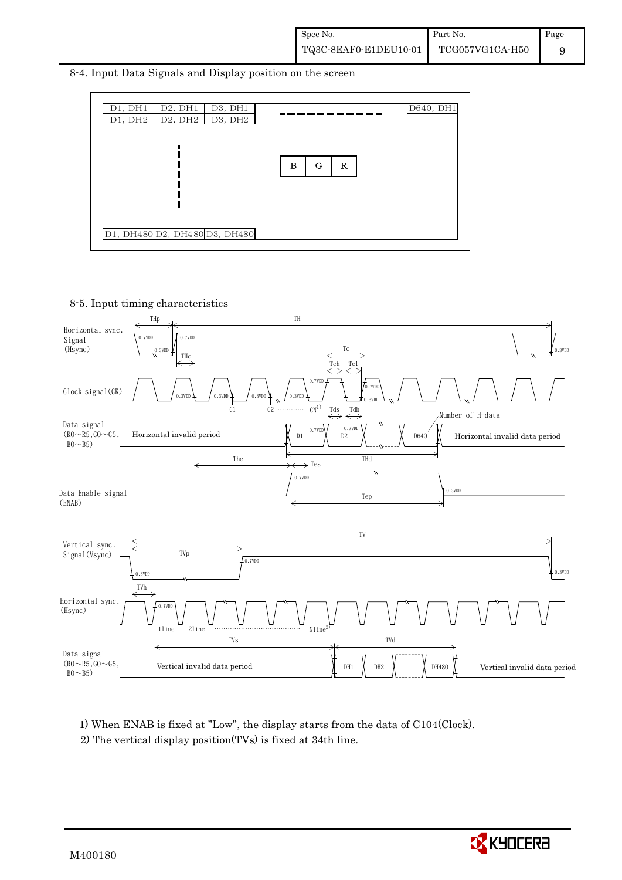## 8-4. Input Data Signals and Display position on the screen

| D1, DH1 | D2, DH1 | D3, DH1 | - - - - - - - - - | D640, DH1 |
|---|---|---|---|---|
| D1, DH2 | D2, DH2 | D3, DH2 | | |
| | ⋮ | | B G R | |
| D1, DH480 | D2, DH480 | D3, DH480 | | |

## 8-5. Input timing characteristics

Horizontal sync. Signal (Hsync): THp, TH, THc, 0.7VDD, 0.3VDD

Clock signal (CK): Tc, Tch, Tcl, C1, C2, CN[1], Tds, Tdh, 0.7VDD, 0.3VDD

Data signal (R0～R5, G0～G5, B0～B5): Horizontal invalid period, D1, D2, D640, Number of H-data, Horizontal invalid data period, The, THd, Tes

Data Enable signal (ENAB): Tep, 0.7VDD, 0.3VDD

Vertical sync. Signal (Vsync): TV, TVp, TVh, 0.7VDD, 0.3VDD

Horizontal sync. (Hsync): 1line, 2line, Nline[2]

Data signal (R0～R5, G0～G5, B0～B5): TVs, TVd, Vertical invalid data period, DH1, DH2, DH480, Vertical invalid data period

1) When ENAB is fixed at "Low", the display starts from the data of C104(Clock).

2) The vertical display position(TVs) is fixed at 34th line.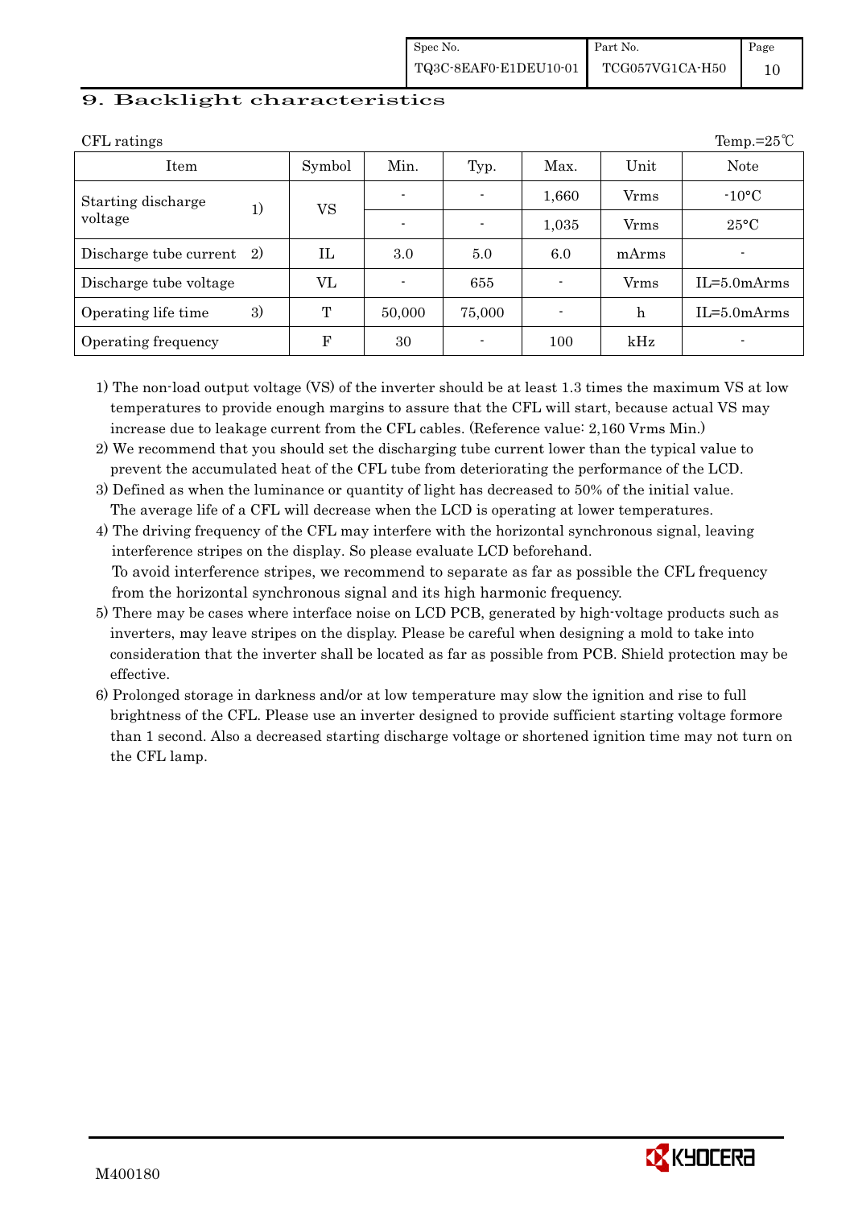## 9. Backlight characteristics

CFL ratings　　　　　　　　　　　　　　　　　　　　　　　　　　　　　　Temp.=25℃

| Item | Symbol | Min. | Typ. | Max. | Unit | Note |
|---|---|---|---|---|---|---|
| Starting discharge voltage　1) | VS | - | - | 1,660 | Vrms | -10°C |
| | | - | - | 1,035 | Vrms | 25°C |
| Discharge tube current　2) | IL | 3.0 | 5.0 | 6.0 | mArms | - |
| Discharge tube voltage | VL | - | 655 | - | Vrms | IL=5.0mArms |
| Operating life time　3) | T | 50,000 | 75,000 | - | h | IL=5.0mArms |
| Operating frequency | F | 30 | - | 100 | kHz | - |

1) The non-load output voltage (VS) of the inverter should be at least 1.3 times the maximum VS at low temperatures to provide enough margins to assure that the CFL will start, because actual VS may increase due to leakage current from the CFL cables. (Reference value: 2,160 Vrms Min.)
2) We recommend that you should set the discharging tube current lower than the typical value to prevent the accumulated heat of the CFL tube from deteriorating the performance of the LCD.
3) Defined as when the luminance or quantity of light has decreased to 50% of the initial value. The average life of a CFL will decrease when the LCD is operating at lower temperatures.
4) The driving frequency of the CFL may interfere with the horizontal synchronous signal, leaving interference stripes on the display. So please evaluate LCD beforehand. To avoid interference stripes, we recommend to separate as far as possible the CFL frequency from the horizontal synchronous signal and its high harmonic frequency.
5) There may be cases where interface noise on LCD PCB, generated by high-voltage products such as inverters, may leave stripes on the display. Please be careful when designing a mold to take into consideration that the inverter shall be located as far as possible from PCB. Shield protection may be effective.
6) Prolonged storage in darkness and/or at low temperature may slow the ignition and rise to full brightness of the CFL. Please use an inverter designed to provide sufficient starting voltage formore than 1 second. Also a decreased starting discharge voltage or shortened ignition time may not turn on the CFL lamp.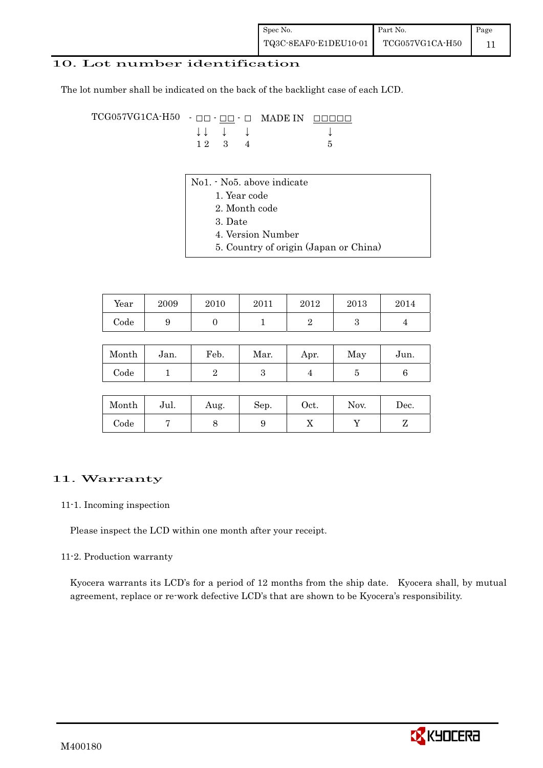## 10. Lot number identification

The lot number shall be indicated on the back of the backlight case of each LCD.

```
TCG057VG1CA-H50  - □□ - □□ - □  MADE IN  □□□□□
                   ↓↓   ↓    ↓              ↓
                   1 2  3    4              5
```

No1. - No5. above indicate

1. Year code
2. Month code
3. Date
4. Version Number
5. Country of origin (Japan or China)

| Year | 2009 | 2010 | 2011 | 2012 | 2013 | 2014 |
|---|---|---|---|---|---|---|
| Code | 9 | 0 | 1 | 2 | 3 | 4 |

| Month | Jan. | Feb. | Mar. | Apr. | May | Jun. |
|---|---|---|---|---|---|---|
| Code | 1 | 2 | 3 | 4 | 5 | 6 |

| Month | Jul. | Aug. | Sep. | Oct. | Nov. | Dec. |
|---|---|---|---|---|---|---|
| Code | 7 | 8 | 9 | X | Y | Z |

## 11. Warranty

### 11-1. Incoming inspection

Please inspect the LCD within one month after your receipt.

### 11-2. Production warranty

Kyocera warrants its LCD's for a period of 12 months from the ship date. Kyocera shall, by mutual agreement, replace or re-work defective LCD's that are shown to be Kyocera's responsibility.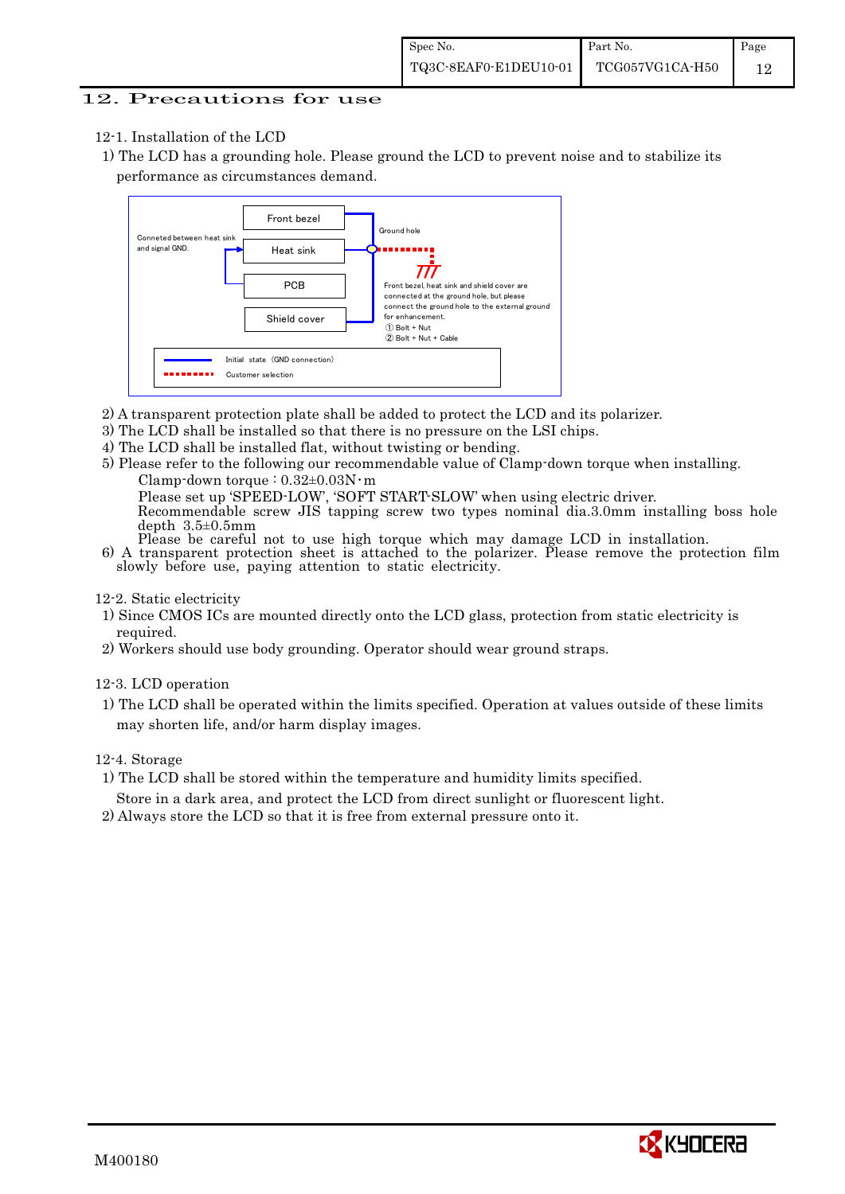## 12. Precautions for use

12-1. Installation of the LCD

1) The LCD has a grounding hole. Please ground the LCD to prevent noise and to stabilize its performance as circumstances demand.

Conneted between heat sink and signal GND.

Front bezel

Heat sink

PCB

Shield cover

Ground hole

Front bezel, heat sink and shield cover are connected at the ground hole, but please connect the ground hole to the external ground for enhancement.
① Bolt + Nut
② Bolt + Nut + Cable

Initial state (GND connection)
Customer selection

2) A transparent protection plate shall be added to protect the LCD and its polarizer.
3) The LCD shall be installed so that there is no pressure on the LSI chips.
4) The LCD shall be installed flat, without twisting or bending.
5) Please refer to the following our recommendable value of Clamp-down torque when installing.
   Clamp-down torque : 0.32±0.03N・m
   Please set up 'SPEED-LOW', 'SOFT START-SLOW' when using electric driver.
   Recommendable screw JIS tapping screw two types nominal dia.3.0mm installing boss hole depth 3.5±0.5mm
   Please be careful not to use high torque which may damage LCD in installation.
6) A transparent protection sheet is attached to the polarizer. Please remove the protection film slowly before use, paying attention to static electricity.

12-2. Static electricity

1) Since CMOS ICs are mounted directly onto the LCD glass, protection from static electricity is required.
2) Workers should use body grounding. Operator should wear ground straps.

12-3. LCD operation

1) The LCD shall be operated within the limits specified. Operation at values outside of these limits may shorten life, and/or harm display images.

12-4. Storage

1) The LCD shall be stored within the temperature and humidity limits specified.
   Store in a dark area, and protect the LCD from direct sunlight or fluorescent light.
2) Always store the LCD so that it is free from external pressure onto it.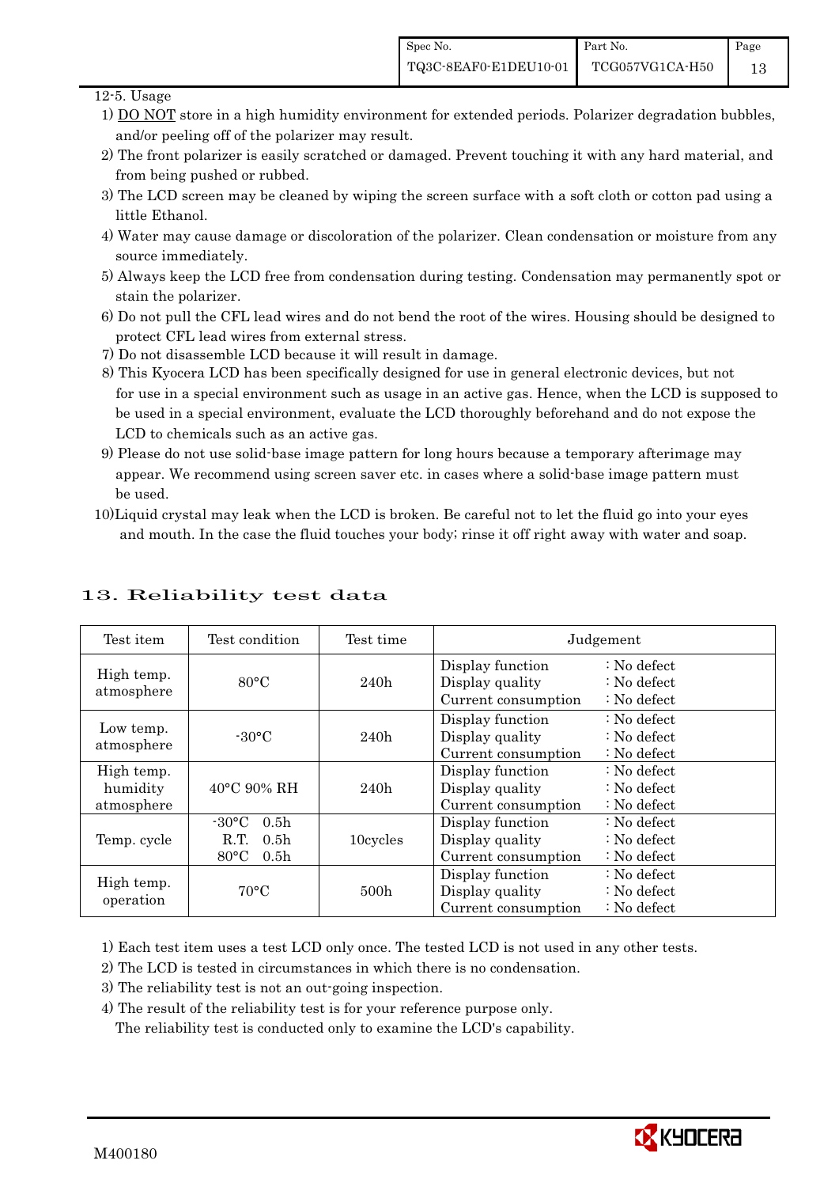12-5. Usage

1) DO NOT store in a high humidity environment for extended periods. Polarizer degradation bubbles, and/or peeling off of the polarizer may result.
2) The front polarizer is easily scratched or damaged. Prevent touching it with any hard material, and from being pushed or rubbed.
3) The LCD screen may be cleaned by wiping the screen surface with a soft cloth or cotton pad using a little Ethanol.
4) Water may cause damage or discoloration of the polarizer. Clean condensation or moisture from any source immediately.
5) Always keep the LCD free from condensation during testing. Condensation may permanently spot or stain the polarizer.
6) Do not pull the CFL lead wires and do not bend the root of the wires. Housing should be designed to protect CFL lead wires from external stress.
7) Do not disassemble LCD because it will result in damage.
8) This Kyocera LCD has been specifically designed for use in general electronic devices, but not for use in a special environment such as usage in an active gas. Hence, when the LCD is supposed to be used in a special environment, evaluate the LCD thoroughly beforehand and do not expose the LCD to chemicals such as an active gas.
9) Please do not use solid-base image pattern for long hours because a temporary afterimage may appear. We recommend using screen saver etc. in cases where a solid-base image pattern must be used.
10) Liquid crystal may leak when the LCD is broken. Be careful not to let the fluid go into your eyes and mouth. In the case the fluid touches your body; rinse it off right away with water and soap.

## 13. Reliability test data

| Test item | Test condition | Test time | Judgement |
|---|---|---|---|
| High temp. atmosphere | 80°C | 240h | Display function : No defect<br>Display quality : No defect<br>Current consumption : No defect |
| Low temp. atmosphere | -30°C | 240h | Display function : No defect<br>Display quality : No defect<br>Current consumption : No defect |
| High temp. humidity atmosphere | 40°C 90% RH | 240h | Display function : No defect<br>Display quality : No defect<br>Current consumption : No defect |
| Temp. cycle | -30°C 0.5h<br>R.T. 0.5h<br>80°C 0.5h | 10cycles | Display function : No defect<br>Display quality : No defect<br>Current consumption : No defect |
| High temp. operation | 70°C | 500h | Display function : No defect<br>Display quality : No defect<br>Current consumption : No defect |

1) Each test item uses a test LCD only once. The tested LCD is not used in any other tests.
2) The LCD is tested in circumstances in which there is no condensation.
3) The reliability test is not an out-going inspection.
4) The result of the reliability test is for your reference purpose only. The reliability test is conducted only to examine the LCD's capability.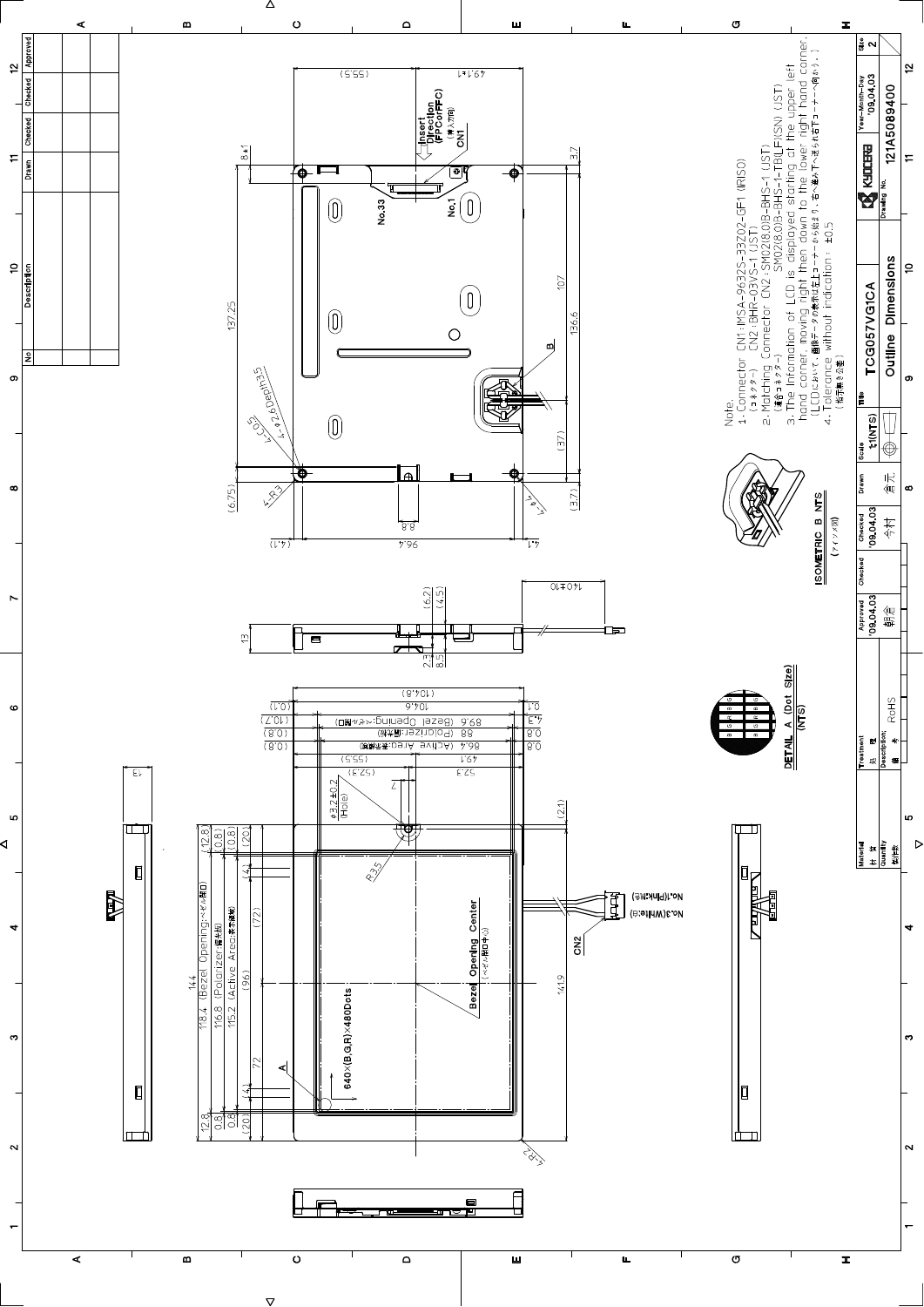Note.

1. Connector CN1: IMSA-9632S-33Z02-GF1 (IRISO)
(コネクター) CN2: BHR-03VS-1 (JST)
2. Matching Connector CN2: SM02(8.0)B-BHS-1 (JST)
(適合コネクター) SM02(8.0)B-BHS-1-TB(LF)(SN) (JST)
3. The Information of LCD is displayed starting at the upper left hand corner moving right then down to the lower right hand corner.
(LCDにおいて、画像データの表示は左上コーナーから始まり、右へ進み下へ進み右下コーナーへ向かう。)
4. Tolerance without indication: ±0.5
(指示無き公差)

| Material 材質 | Treatment 処理 | Approved | Checked | Checked | Drawn | Scale | Title | Year-Month-Day | Size |
|---|---|---|---|---|---|---|---|---|---|
| | | '09,04,03 | | '09,04,03 | | 1:1(NTS) | TCG057VG1CA | '09,04,03 | 2 |
| Quantity 数付数 | Description 備考 RoHS | 朝倉 | | 今村 | 倉元 | | Outline Dimensions | Drawing No. 121A5089400 | |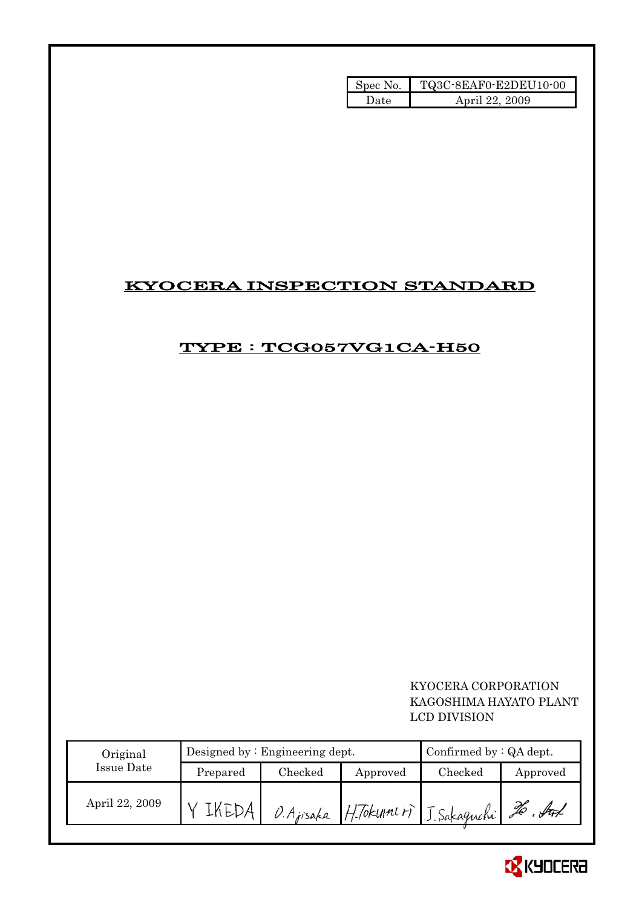| Spec No. | TQ3C-8EAF0-E2DEU10-00 |
| --- | --- |
| Date | April 22, 2009 |

# KYOCERA INSPECTION STANDARD

## TYPE : TCG057VG1CA-H50

KYOCERA CORPORATION
KAGOSHIMA HAYATO PLANT
LCD DIVISION

| Original Issue Date | Designed by : Engineering dept. | | | Confirmed by : QA dept. | |
| --- | --- | --- | --- | --- | --- |
| | Prepared | Checked | Approved | Checked | Approved |
| April 22, 2009 | Y IKEDA | O. Ajisaka | H. Tokunari | J. Sakaguchi | |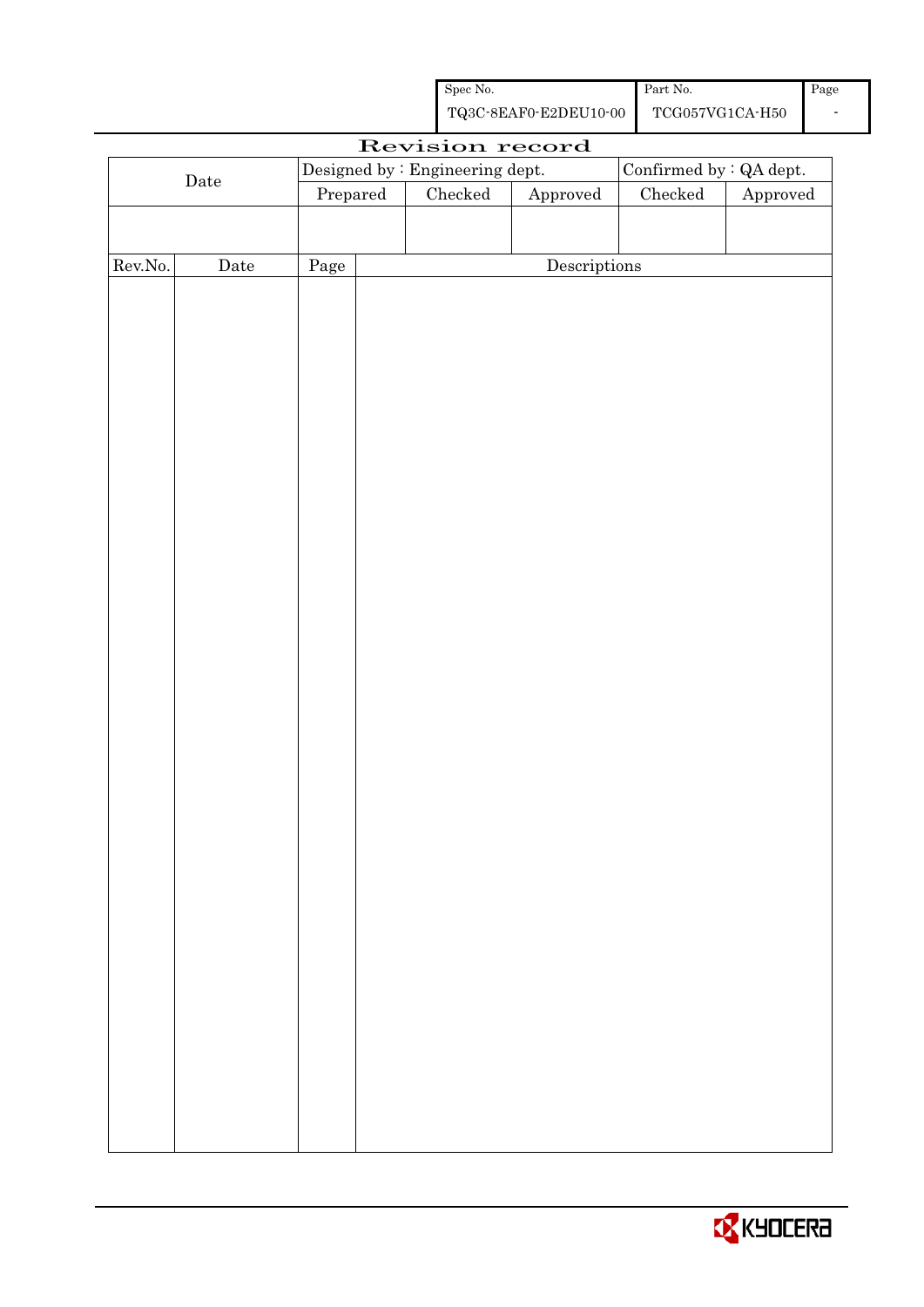| Spec No. | Part No. | Page |
|---|---|---|
| TQ3C-8EAF0-E2DEU10-00 | TCG057VG1CA-H50 | - |

# Revision record

| Date | Designed by : Engineering dept. | | | Confirmed by : QA dept. | |
|---|---|---|---|---|---|
| | Prepared | Checked | Approved | Checked | Approved |
| | | | | | |

| Rev.No. | Date | Page | Descriptions |
|---|---|---|---|
| | | | |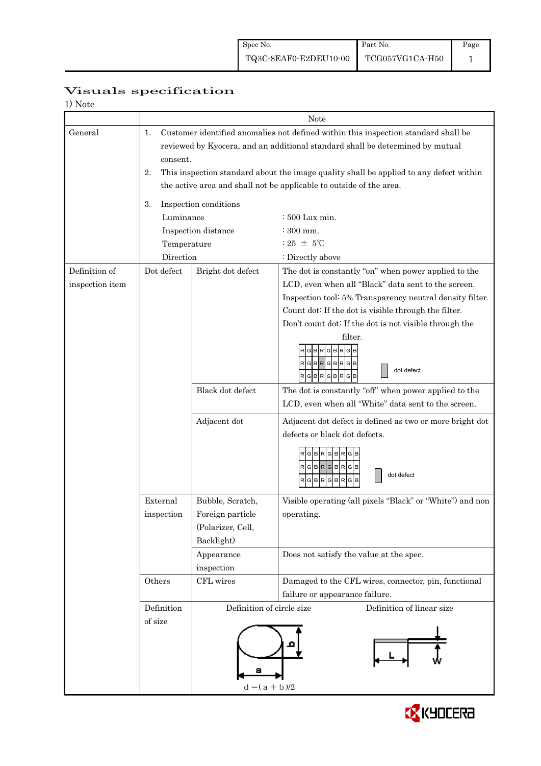| Spec No. | Part No. | Page |
|---|---|---|
| TQ3C-8EAF0-E2DEU10-00 | TCG057VG1CA-H50 | 1 |

# Visuals specification

1) Note

| | | | Note |
|---|---|---|---|
| General | 1. Customer identified anomalies not defined within this inspection standard shall be reviewed by Kyocera, and an additional standard shall be determined by mutual consent.<br>2. This inspection standard about the image quality shall be applied to any defect within the active area and shall not be applicable to outside of the area.<br>3. Inspection conditions<br>Luminance : 500 Lux min.<br>Inspection distance : 300 mm.<br>Temperature : 25 ± 5℃<br>Direction : Directly above | | |
| Definition of inspection item | Dot defect | Bright dot defect | The dot is constantly "on" when power applied to the LCD, even when all "Black" data sent to the screen.<br>Inspection tool: 5% Transparency neutral density filter.<br>Count dot: If the dot is visible through the filter.<br>Don't count dot: If the dot is not visible through the filter.<br>RGBRGBRGB / RGBRGBRGB / RGBRGBRGB — dot defect |
| | | Black dot defect | The dot is constantly "off" when power applied to the LCD, even when all "White" data sent to the screen. |
| | | Adjacent dot | Adjacent dot defect is defined as two or more bright dot defects or black dot defects.<br>RGBRGBRGB / RGBRGBRGB / RGBRGBRGB — dot defect |
| | External inspection | Bubble, Scratch, Foreign particle (Polarizer, Cell, Backlight) | Visible operating (all pixels "Black" or "White") and non operating. |
| | | Appearance inspection | Does not satisfy the value at the spec. |
| | Others | CFL wires | Damaged to the CFL wires, connector, pin, functional failure or appearance failure. |
| | Definition of size | Definition of circle size<br>a, b<br>$d = (a + b)/2$ | Definition of linear size<br>L, W |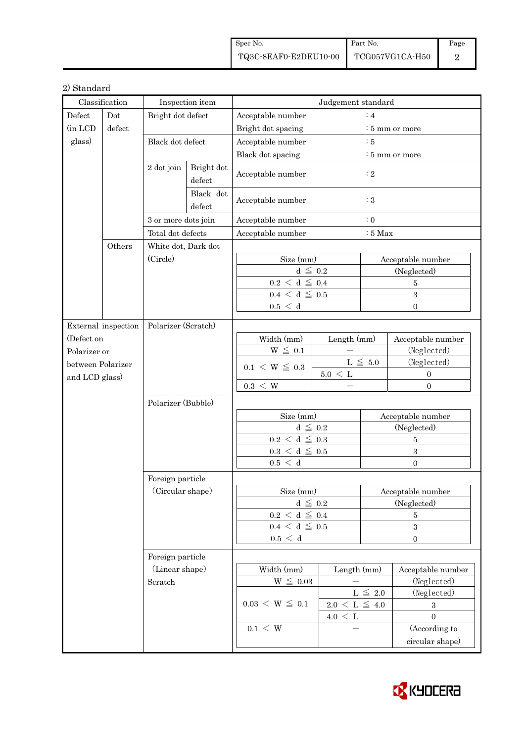2) Standard

| Classification | | Inspection item | | Judgement standard | |
|---|---|---|---|---|---|
| Defect (in LCD glass) | Dot defect | Bright dot defect | | Acceptable number | : 4 |
| | | | | Bright dot spacing | : 5 mm or more |
| | | Black dot defect | | Acceptable number | : 5 |
| | | | | Black dot spacing | : 5 mm or more |
| | | 2 dot join | Bright dot defect | Acceptable number | : 2 |
| | | | Black dot defect | Acceptable number | : 3 |
| | | 3 or more dots join | | Acceptable number | : 0 |
| | | Total dot defects | | Acceptable number | : 5 Max |
| | Others | White dot, Dark dot (Circle) | | See table below | |
| External inspection (Defect on Polarizer or between Polarizer and LCD glass) | | Polarizer (Scratch) | | See table below | |
| | | Polarizer (Bubble) | | See table below | |
| | | Foreign particle (Circular shape) | | See table below | |
| | | Foreign particle (Linear shape) Scratch | | See table below | |

White dot, Dark dot (Circle)

| Size (mm) | Acceptable number |
|---|---|
| d ≦ 0.2 | (Neglected) |
| 0.2 < d ≦ 0.4 | 5 |
| 0.4 < d ≦ 0.5 | 3 |
| 0.5 < d | 0 |

Polarizer (Scratch)

| Width (mm) | Length (mm) | Acceptable number |
|---|---|---|
| W ≦ 0.1 | – | (Neglected) |
| 0.1 < W ≦ 0.3 | L ≦ 5.0 | (Neglected) |
| | 5.0 < L | 0 |
| 0.3 < W | – | 0 |

Polarizer (Bubble)

| Size (mm) | Acceptable number |
|---|---|
| d ≦ 0.2 | (Neglected) |
| 0.2 < d ≦ 0.3 | 5 |
| 0.3 < d ≦ 0.5 | 3 |
| 0.5 < d | 0 |

Foreign particle (Circular shape)

| Size (mm) | Acceptable number |
|---|---|
| d ≦ 0.2 | (Neglected) |
| 0.2 < d ≦ 0.4 | 5 |
| 0.4 < d ≦ 0.5 | 3 |
| 0.5 < d | 0 |

Foreign particle (Linear shape) Scratch

| Width (mm) | Length (mm) | Acceptable number |
|---|---|---|
| W ≦ 0.03 | – | (Neglected) |
| 0.03 < W ≦ 0.1 | L ≦ 2.0 | (Neglected) |
| | 2.0 < L ≦ 4.0 | 3 |
| | 4.0 < L | 0 |
| 0.1 < W | – | (According to circular shape) |